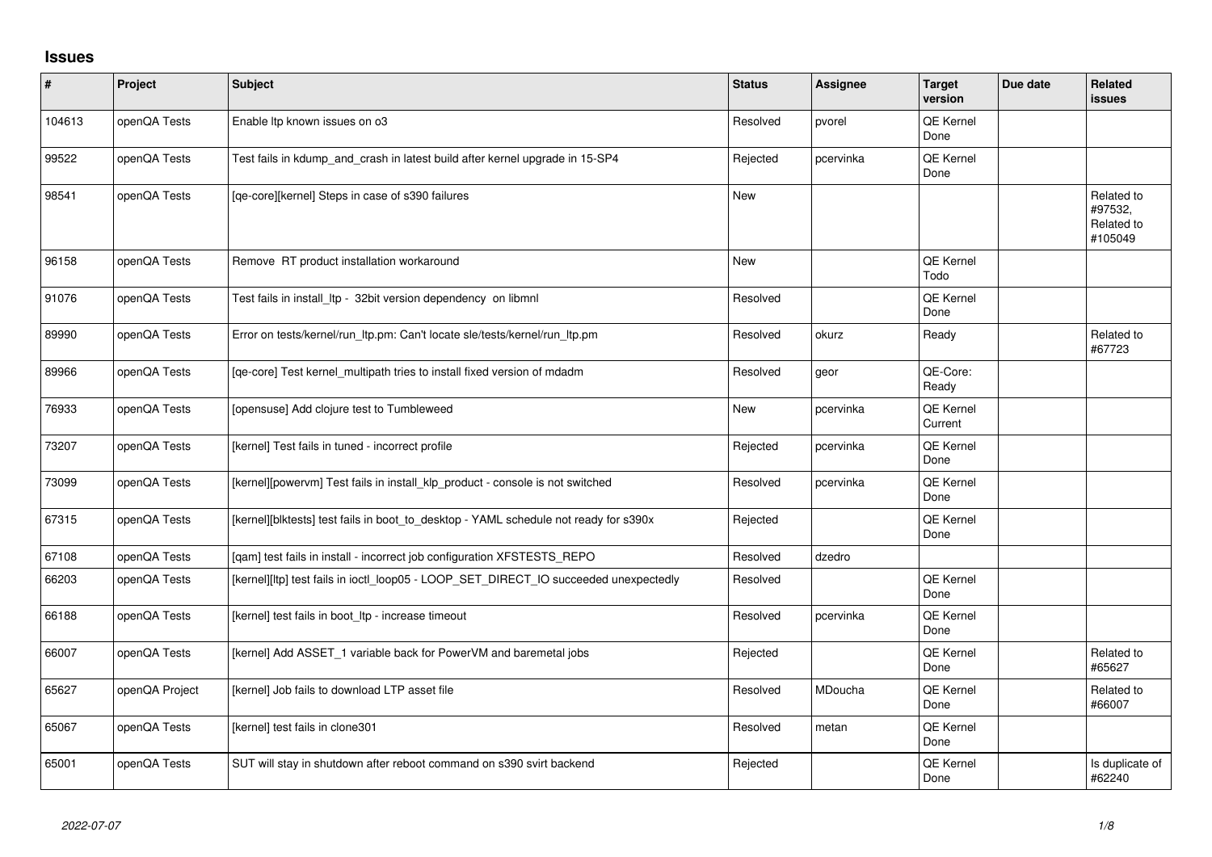## Issues

| # | Project | Subject | Status | Assignee | Target version | Due date | Related issues |
|---|---|---|---|---|---|---|---|
| 104613 | openQA Tests | Enable ltp known issues on o3 | Resolved | pvorel | QE Kernel Done | | |
| 99522 | openQA Tests | Test fails in kdump_and_crash in latest build after kernel upgrade in 15-SP4 | Rejected | pcervinka | QE Kernel Done | | |
| 98541 | openQA Tests | [qe-core][kernel] Steps in case of s390 failures | New | | | | Related to #97532, Related to #105049 |
| 96158 | openQA Tests | Remove RT product installation workaround | New | | QE Kernel Todo | | |
| 91076 | openQA Tests | Test fails in install_ltp - 32bit version dependency on libmnl | Resolved | | QE Kernel Done | | |
| 89990 | openQA Tests | Error on tests/kernel/run_ltp.pm: Can't locate sle/tests/kernel/run_ltp.pm | Resolved | okurz | Ready | | Related to #67723 |
| 89966 | openQA Tests | [qe-core] Test kernel_multipath tries to install fixed version of mdadm | Resolved | geor | QE-Core: Ready | | |
| 76933 | openQA Tests | [opensuse] Add clojure test to Tumbleweed | New | pcervinka | QE Kernel Current | | |
| 73207 | openQA Tests | [kernel] Test fails in tuned - incorrect profile | Rejected | pcervinka | QE Kernel Done | | |
| 73099 | openQA Tests | [kernel][powervm] Test fails in install_klp_product - console is not switched | Resolved | pcervinka | QE Kernel Done | | |
| 67315 | openQA Tests | [kernel][blktests] test fails in boot_to_desktop - YAML schedule not ready for s390x | Rejected | | QE Kernel Done | | |
| 67108 | openQA Tests | [qam] test fails in install - incorrect job configuration XFSTESTS_REPO | Resolved | dzedro | | | |
| 66203 | openQA Tests | [kernel][ltp] test fails in ioctl_loop05 - LOOP_SET_DIRECT_IO succeeded unexpectedly | Resolved | | QE Kernel Done | | |
| 66188 | openQA Tests | [kernel] test fails in boot_ltp - increase timeout | Resolved | pcervinka | QE Kernel Done | | |
| 66007 | openQA Tests | [kernel] Add ASSET_1 variable back for PowerVM and baremetal jobs | Rejected | | QE Kernel Done | | Related to #65627 |
| 65627 | openQA Project | [kernel] Job fails to download LTP asset file | Resolved | MDoucha | QE Kernel Done | | Related to #66007 |
| 65067 | openQA Tests | [kernel] test fails in clone301 | Resolved | metan | QE Kernel Done | | |
| 65001 | openQA Tests | SUT will stay in shutdown after reboot command on s390 svirt backend | Rejected | | QE Kernel Done | | Is duplicate of #62240 |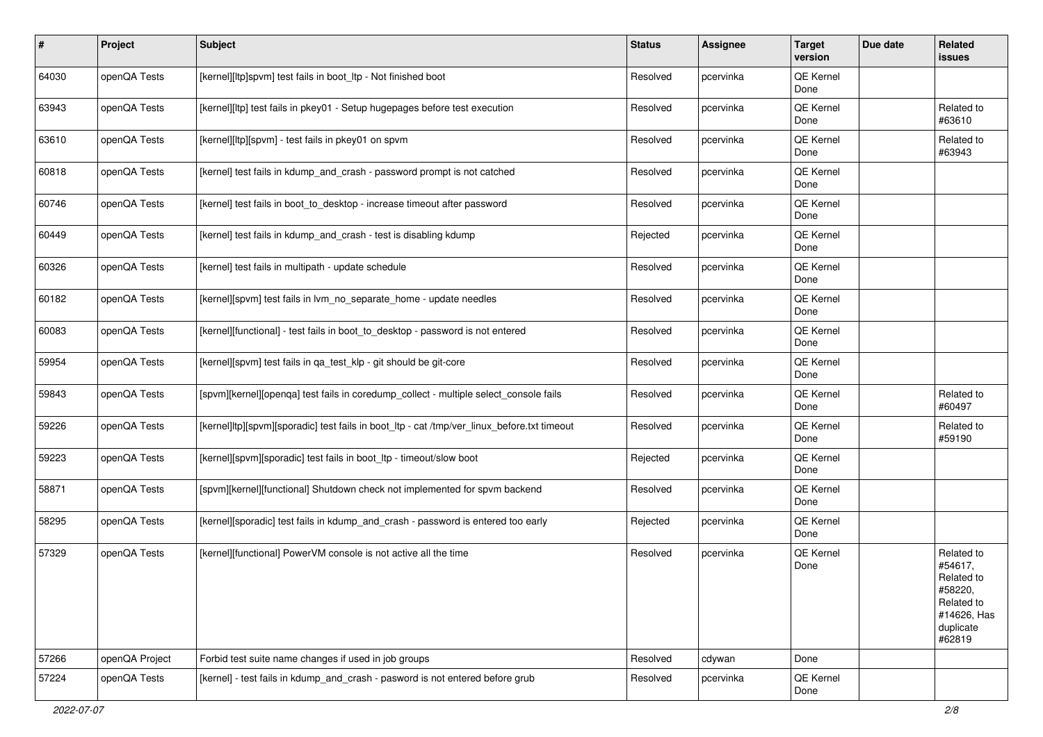| # | Project | Subject | Status | Assignee | Target version | Due date | Related issues |
|---|---|---|---|---|---|---|---|
| 64030 | openQA Tests | [kernel][ltp]spvm] test fails in boot_ltp - Not finished boot | Resolved | pcervinka | QE Kernel Done | | |
| 63943 | openQA Tests | [kernel][ltp] test fails in pkey01 - Setup hugepages before test execution | Resolved | pcervinka | QE Kernel Done | | Related to #63610 |
| 63610 | openQA Tests | [kernel][ltp][spvm] - test fails in pkey01 on spvm | Resolved | pcervinka | QE Kernel Done | | Related to #63943 |
| 60818 | openQA Tests | [kernel] test fails in kdump_and_crash - password prompt is not catched | Resolved | pcervinka | QE Kernel Done | | |
| 60746 | openQA Tests | [kernel] test fails in boot_to_desktop - increase timeout after password | Resolved | pcervinka | QE Kernel Done | | |
| 60449 | openQA Tests | [kernel] test fails in kdump_and_crash - test is disabling kdump | Rejected | pcervinka | QE Kernel Done | | |
| 60326 | openQA Tests | [kernel] test fails in multipath - update schedule | Resolved | pcervinka | QE Kernel Done | | |
| 60182 | openQA Tests | [kernel][spvm] test fails in lvm_no_separate_home - update needles | Resolved | pcervinka | QE Kernel Done | | |
| 60083 | openQA Tests | [kernel][functional] - test fails in boot_to_desktop - password is not entered | Resolved | pcervinka | QE Kernel Done | | |
| 59954 | openQA Tests | [kernel][spvm] test fails in qa_test_klp - git should be git-core | Resolved | pcervinka | QE Kernel Done | | |
| 59843 | openQA Tests | [spvm][kernel][openqa] test fails in coredump_collect - multiple select_console fails | Resolved | pcervinka | QE Kernel Done | | Related to #60497 |
| 59226 | openQA Tests | [kernel]ltp][spvm][sporadic] test fails in boot_ltp - cat /tmp/ver_linux_before.txt timeout | Resolved | pcervinka | QE Kernel Done | | Related to #59190 |
| 59223 | openQA Tests | [kernel][spvm][sporadic] test fails in boot_ltp - timeout/slow boot | Rejected | pcervinka | QE Kernel Done | | |
| 58871 | openQA Tests | [spvm][kernel][functional] Shutdown check not implemented for spvm backend | Resolved | pcervinka | QE Kernel Done | | |
| 58295 | openQA Tests | [kernel][sporadic] test fails in kdump_and_crash - password is entered too early | Rejected | pcervinka | QE Kernel Done | | |
| 57329 | openQA Tests | [kernel][functional] PowerVM console is not active all the time | Resolved | pcervinka | QE Kernel Done | | Related to #54617, Related to #58220, Related to #14626, Has duplicate #62819 |
| 57266 | openQA Project | Forbid test suite name changes if used in job groups | Resolved | cdywan | Done | | |
| 57224 | openQA Tests | [kernel] - test fails in kdump_and_crash - pasword is not entered before grub | Resolved | pcervinka | QE Kernel Done | | |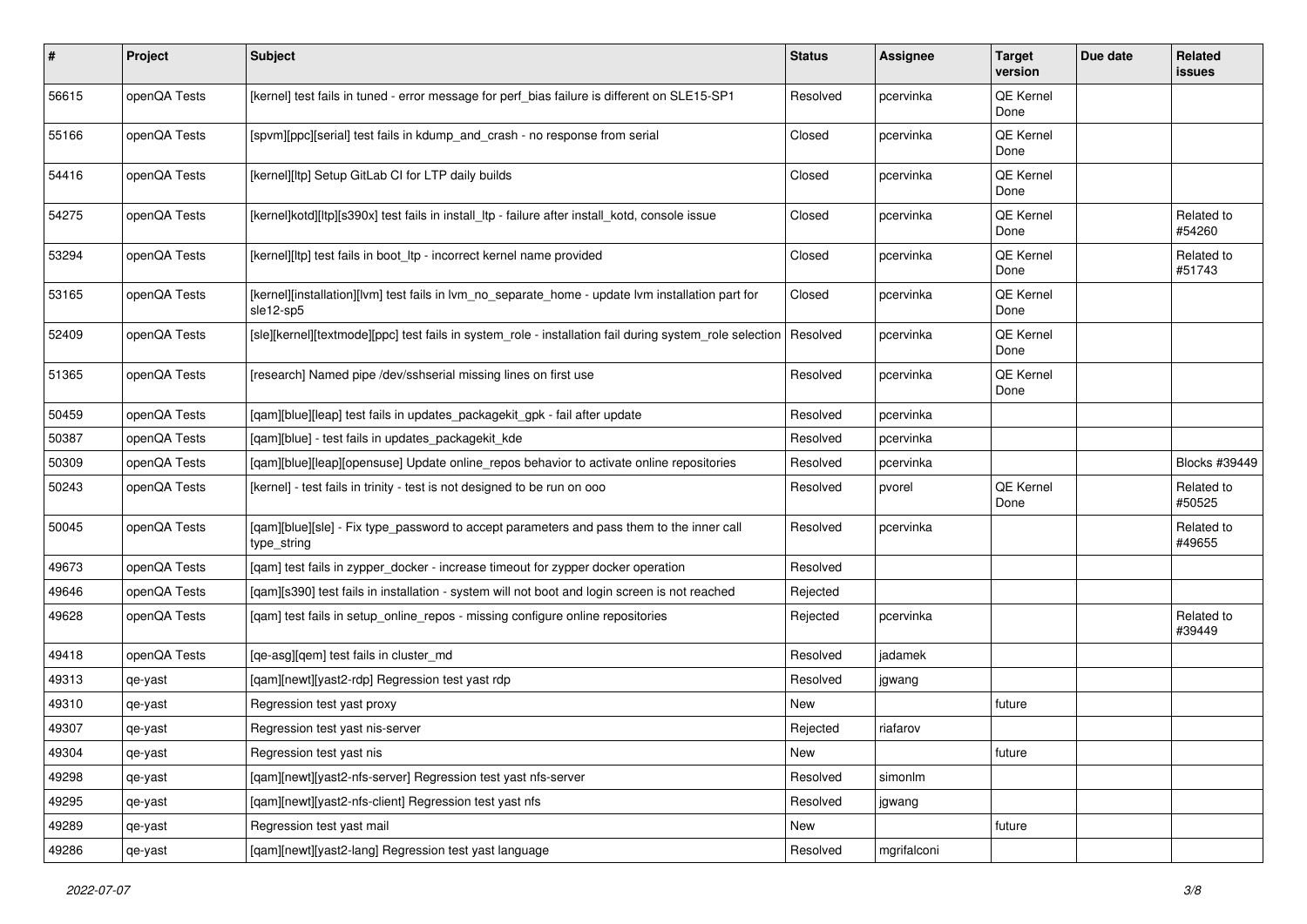| # | Project | Subject | Status | Assignee | Target version | Due date | Related issues |
|---|---|---|---|---|---|---|---|
| 56615 | openQA Tests | [kernel] test fails in tuned - error message for perf_bias failure is different on SLE15-SP1 | Resolved | pcervinka | QE Kernel Done | | |
| 55166 | openQA Tests | [spvm][ppc][serial] test fails in kdump_and_crash - no response from serial | Closed | pcervinka | QE Kernel Done | | |
| 54416 | openQA Tests | [kernel][ltp] Setup GitLab CI for LTP daily builds | Closed | pcervinka | QE Kernel Done | | |
| 54275 | openQA Tests | [kernel]kotd][ltp][s390x] test fails in install_ltp - failure after install_kotd, console issue | Closed | pcervinka | QE Kernel Done | | Related to #54260 |
| 53294 | openQA Tests | [kernel][ltp] test fails in boot_ltp - incorrect kernel name provided | Closed | pcervinka | QE Kernel Done | | Related to #51743 |
| 53165 | openQA Tests | [kernel][installation][lvm] test fails in lvm_no_separate_home - update lvm installation part for sle12-sp5 | Closed | pcervinka | QE Kernel Done | | |
| 52409 | openQA Tests | [sle][kernel][textmode][ppc] test fails in system_role - installation fail during system_role selection | Resolved | pcervinka | QE Kernel Done | | |
| 51365 | openQA Tests | [research] Named pipe /dev/sshserial missing lines on first use | Resolved | pcervinka | QE Kernel Done | | |
| 50459 | openQA Tests | [qam][blue][leap] test fails in updates_packagekit_gpk - fail after update | Resolved | pcervinka | | | |
| 50387 | openQA Tests | [qam][blue] - test fails in updates_packagekit_kde | Resolved | pcervinka | | | |
| 50309 | openQA Tests | [qam][blue][leap][opensuse] Update online_repos behavior to activate online repositories | Resolved | pcervinka | | | Blocks #39449 |
| 50243 | openQA Tests | [kernel] - test fails in trinity - test is not designed to be run on ooo | Resolved | pvorel | QE Kernel Done | | Related to #50525 |
| 50045 | openQA Tests | [qam][blue][sle] - Fix type_password to accept parameters and pass them to the inner call type_string | Resolved | pcervinka | | | Related to #49655 |
| 49673 | openQA Tests | [qam] test fails in zypper_docker - increase timeout for zypper docker operation | Resolved | | | | |
| 49646 | openQA Tests | [qam][s390] test fails in installation - system will not boot and login screen is not reached | Rejected | | | | |
| 49628 | openQA Tests | [qam] test fails in setup_online_repos - missing configure online repositories | Rejected | pcervinka | | | Related to #39449 |
| 49418 | openQA Tests | [qe-asg][qem] test fails in cluster_md | Resolved | jadamek | | | |
| 49313 | qe-yast | [qam][newt][yast2-rdp] Regression test yast rdp | Resolved | jgwang | | | |
| 49310 | qe-yast | Regression test yast proxy | New | | future | | |
| 49307 | qe-yast | Regression test yast nis-server | Rejected | riafarov | | | |
| 49304 | qe-yast | Regression test yast nis | New | | future | | |
| 49298 | qe-yast | [qam][newt][yast2-nfs-server] Regression test yast nfs-server | Resolved | simonlm | | | |
| 49295 | qe-yast | [qam][newt][yast2-nfs-client] Regression test yast nfs | Resolved | jgwang | | | |
| 49289 | qe-yast | Regression test yast mail | New | | future | | |
| 49286 | qe-yast | [qam][newt][yast2-lang] Regression test yast language | Resolved | mgrifalconi | | | |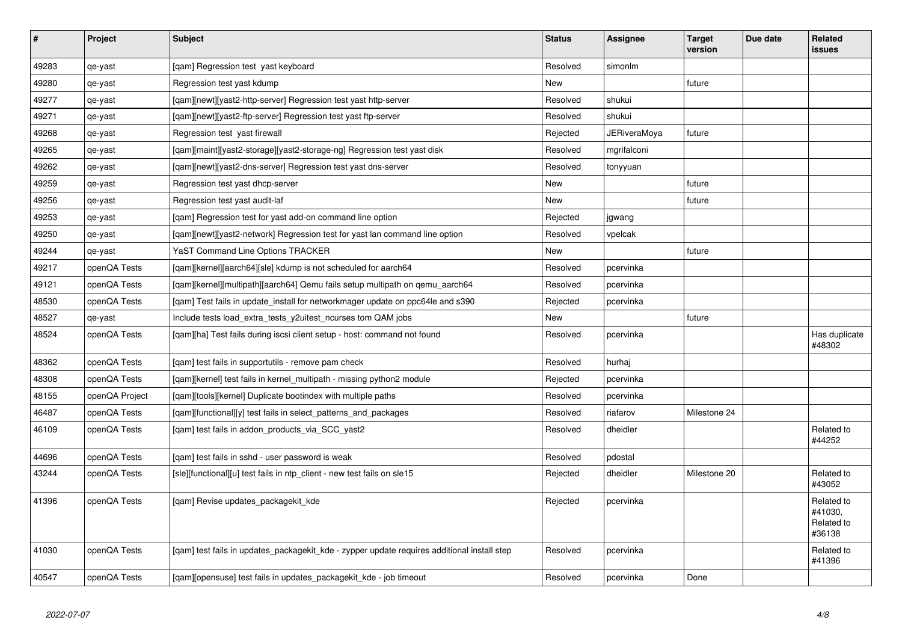| # | Project | Subject | Status | Assignee | Target version | Due date | Related issues |
|---|---|---|---|---|---|---|---|
| 49283 | qe-yast | [qam] Regression test  yast keyboard | Resolved | simonlm | | | |
| 49280 | qe-yast | Regression test yast kdump | New | | future | | |
| 49277 | qe-yast | [qam][newt][yast2-http-server] Regression test yast http-server | Resolved | shukui | | | |
| 49271 | qe-yast | [qam][newt][yast2-ftp-server] Regression test yast ftp-server | Resolved | shukui | | | |
| 49268 | qe-yast | Regression test  yast firewall | Rejected | JERiveraMoya | future | | |
| 49265 | qe-yast | [qam][maint][yast2-storage][yast2-storage-ng] Regression test yast disk | Resolved | mgrifalconi | | | |
| 49262 | qe-yast | [qam][newt][yast2-dns-server] Regression test yast dns-server | Resolved | tonyyuan | | | |
| 49259 | qe-yast | Regression test yast dhcp-server | New | | future | | |
| 49256 | qe-yast | Regression test yast audit-laf | New | | future | | |
| 49253 | qe-yast | [qam] Regression test for yast add-on command line option | Rejected | jgwang | | | |
| 49250 | qe-yast | [qam][newt][yast2-network] Regression test for yast lan command line option | Resolved | vpelcak | | | |
| 49244 | qe-yast | YaST Command Line Options TRACKER | New | | future | | |
| 49217 | openQA Tests | [qam][kernel][aarch64][sle] kdump is not scheduled for aarch64 | Resolved | pcervinka | | | |
| 49121 | openQA Tests | [qam][kernel][multipath][aarch64] Qemu fails setup multipath on qemu_aarch64 | Resolved | pcervinka | | | |
| 48530 | openQA Tests | [qam] Test fails in update_install for networkmager update on ppc64le and s390 | Rejected | pcervinka | | | |
| 48527 | qe-yast | Include tests load_extra_tests_y2uitest_ncurses tom QAM jobs | New | | future | | |
| 48524 | openQA Tests | [qam][ha] Test fails during iscsi client setup - host: command not found | Resolved | pcervinka | | | Has duplicate #48302 |
| 48362 | openQA Tests | [qam] test fails in supportutils - remove pam check | Resolved | hurhaj | | | |
| 48308 | openQA Tests | [qam][kernel] test fails in kernel_multipath - missing python2 module | Rejected | pcervinka | | | |
| 48155 | openQA Project | [qam][tools][kernel] Duplicate bootindex with multiple paths | Resolved | pcervinka | | | |
| 46487 | openQA Tests | [qam][functional][y] test fails in select_patterns_and_packages | Resolved | riafarov | Milestone 24 | | |
| 46109 | openQA Tests | [qam] test fails in addon_products_via_SCC_yast2 | Resolved | dheidler | | | Related to #44252 |
| 44696 | openQA Tests | [qam] test fails in sshd - user password is weak | Resolved | pdostal | | | |
| 43244 | openQA Tests | [sle][functional][u] test fails in ntp_client - new test fails on sle15 | Rejected | dheidler | Milestone 20 | | Related to #43052 |
| 41396 | openQA Tests | [qam] Revise updates_packagekit_kde | Rejected | pcervinka | | | Related to #41030, Related to #36138 |
| 41030 | openQA Tests | [qam] test fails in updates_packagekit_kde - zypper update requires additional install step | Resolved | pcervinka | | | Related to #41396 |
| 40547 | openQA Tests | [qam][opensuse] test fails in updates_packagekit_kde - job timeout | Resolved | pcervinka | Done | | |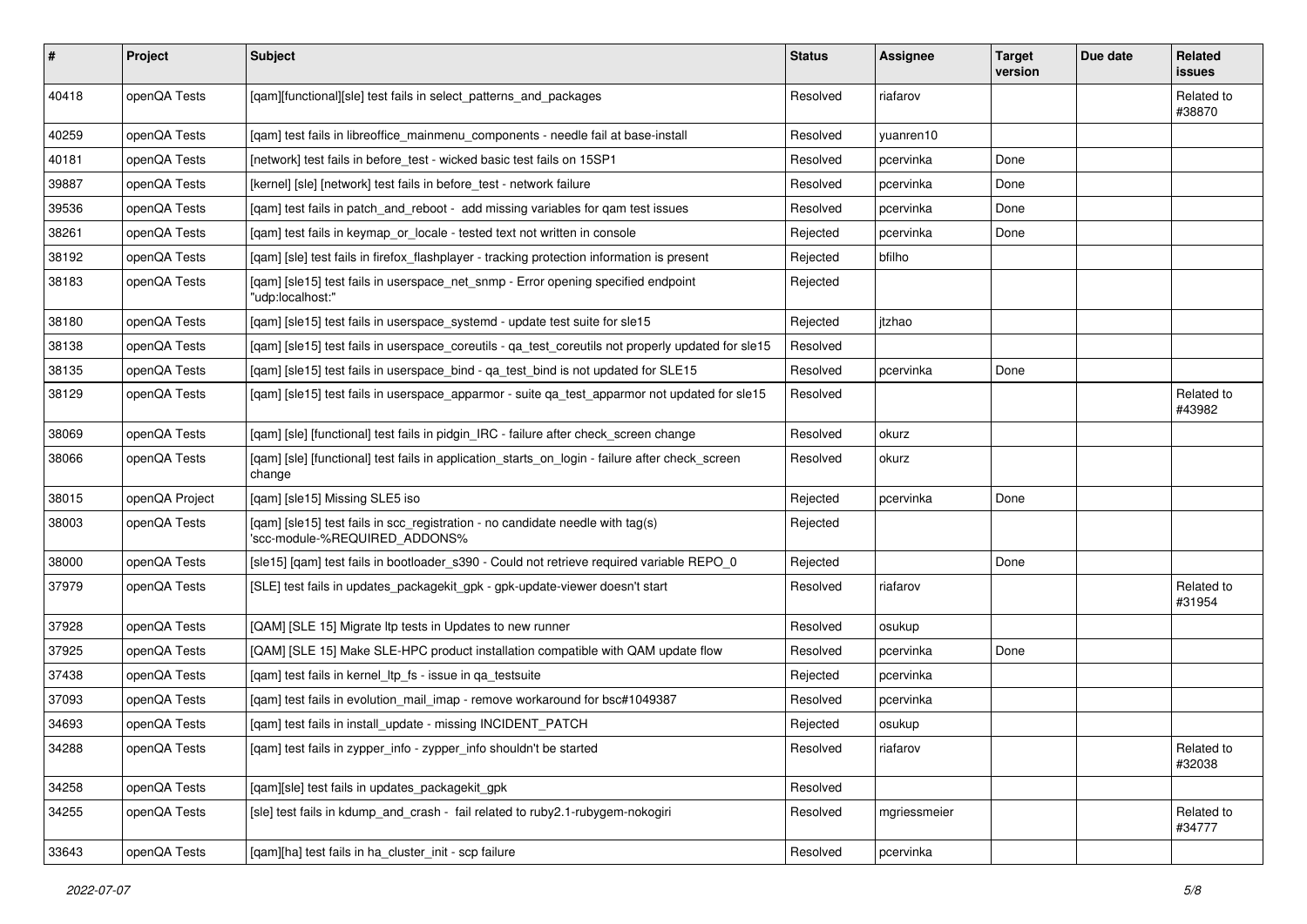| # | Project | Subject | Status | Assignee | Target version | Due date | Related issues |
|---|---|---|---|---|---|---|---|
| 40418 | openQA Tests | [qam][functional][sle] test fails in select_patterns_and_packages | Resolved | riafarov | | | Related to #38870 |
| 40259 | openQA Tests | [qam] test fails in libreoffice_mainmenu_components - needle fail at base-install | Resolved | yuanren10 | | | |
| 40181 | openQA Tests | [network] test fails in before_test - wicked basic test fails on 15SP1 | Resolved | pcervinka | Done | | |
| 39887 | openQA Tests | [kernel] [sle] [network] test fails in before_test - network failure | Resolved | pcervinka | Done | | |
| 39536 | openQA Tests | [qam] test fails in patch_and_reboot - add missing variables for qam test issues | Resolved | pcervinka | Done | | |
| 38261 | openQA Tests | [qam] test fails in keymap_or_locale - tested text not written in console | Rejected | pcervinka | Done | | |
| 38192 | openQA Tests | [qam] [sle] test fails in firefox_flashplayer - tracking protection information is present | Rejected | bfilho | | | |
| 38183 | openQA Tests | [qam] [sle15] test fails in userspace_net_snmp - Error opening specified endpoint "udp:localhost:" | Rejected | | | | |
| 38180 | openQA Tests | [qam] [sle15] test fails in userspace_systemd - update test suite for sle15 | Rejected | jtzhao | | | |
| 38138 | openQA Tests | [qam] [sle15] test fails in userspace_coreutils - qa_test_coreutils not properly updated for sle15 | Resolved | | | | |
| 38135 | openQA Tests | [qam] [sle15] test fails in userspace_bind - qa_test_bind is not updated for SLE15 | Resolved | pcervinka | Done | | |
| 38129 | openQA Tests | [qam] [sle15] test fails in userspace_apparmor - suite qa_test_apparmor not updated for sle15 | Resolved | | | | Related to #43982 |
| 38069 | openQA Tests | [qam] [sle] [functional] test fails in pidgin_IRC - failure after check_screen change | Resolved | okurz | | | |
| 38066 | openQA Tests | [qam] [sle] [functional] test fails in application_starts_on_login - failure after check_screen change | Resolved | okurz | | | |
| 38015 | openQA Project | [qam] [sle15] Missing SLE5 iso | Rejected | pcervinka | Done | | |
| 38003 | openQA Tests | [qam] [sle15] test fails in scc_registration - no candidate needle with tag(s) 'scc-module-%REQUIRED_ADDONS% | Rejected | | | | |
| 38000 | openQA Tests | [sle15] [qam] test fails in bootloader_s390 - Could not retrieve required variable REPO_0 | Rejected | | Done | | |
| 37979 | openQA Tests | [SLE] test fails in updates_packagekit_gpk - gpk-update-viewer doesn't start | Resolved | riafarov | | | Related to #31954 |
| 37928 | openQA Tests | [QAM] [SLE 15] Migrate ltp tests in Updates to new runner | Resolved | osukup | | | |
| 37925 | openQA Tests | [QAM] [SLE 15] Make SLE-HPC product installation compatible with QAM update flow | Resolved | pcervinka | Done | | |
| 37438 | openQA Tests | [qam] test fails in kernel_ltp_fs - issue in qa_testsuite | Rejected | pcervinka | | | |
| 37093 | openQA Tests | [qam] test fails in evolution_mail_imap - remove workaround for bsc#1049387 | Resolved | pcervinka | | | |
| 34693 | openQA Tests | [qam] test fails in install_update - missing INCIDENT_PATCH | Rejected | osukup | | | |
| 34288 | openQA Tests | [qam] test fails in zypper_info - zypper_info shouldn't be started | Resolved | riafarov | | | Related to #32038 |
| 34258 | openQA Tests | [qam][sle] test fails in updates_packagekit_gpk | Resolved | | | | |
| 34255 | openQA Tests | [sle] test fails in kdump_and_crash - fail related to ruby2.1-rubygem-nokogiri | Resolved | mgriessmeier | | | Related to #34777 |
| 33643 | openQA Tests | [qam][ha] test fails in ha_cluster_init - scp failure | Resolved | pcervinka | | | |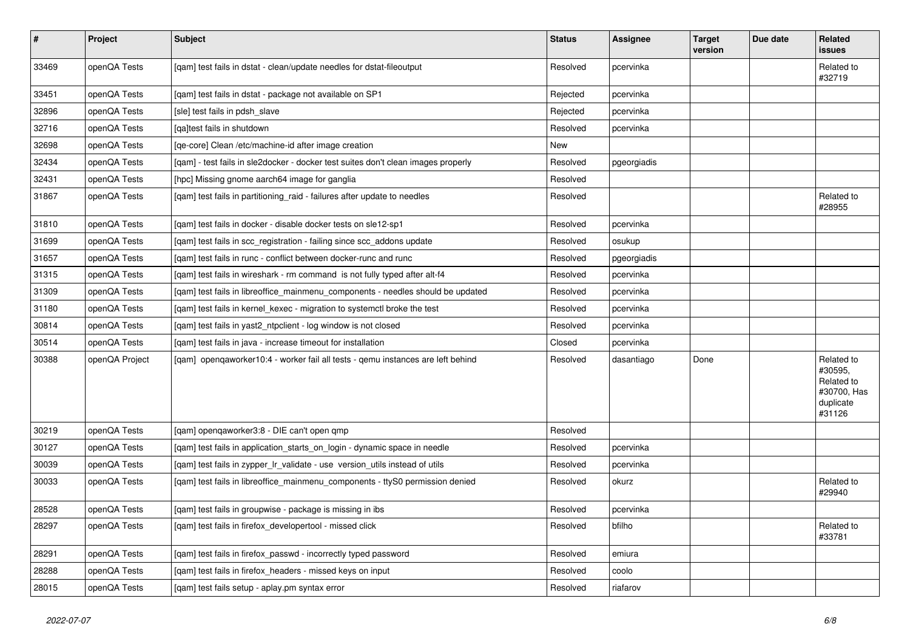| # | Project | Subject | Status | Assignee | Target version | Due date | Related issues |
|---|---|---|---|---|---|---|---|
| 33469 | openQA Tests | [qam] test fails in dstat - clean/update needles for dstat-fileoutput | Resolved | pcervinka | | | Related to #32719 |
| 33451 | openQA Tests | [qam] test fails in dstat - package not available on SP1 | Rejected | pcervinka | | | |
| 32896 | openQA Tests | [sle] test fails in pdsh_slave | Rejected | pcervinka | | | |
| 32716 | openQA Tests | [qa]test fails in shutdown | Resolved | pcervinka | | | |
| 32698 | openQA Tests | [qe-core] Clean /etc/machine-id after image creation | New | | | | |
| 32434 | openQA Tests | [qam] - test fails in sle2docker - docker test suites don't clean images properly | Resolved | pgeorgiadis | | | |
| 32431 | openQA Tests | [hpc] Missing gnome aarch64 image for ganglia | Resolved | | | | |
| 31867 | openQA Tests | [qam] test fails in partitioning_raid - failures after update to needles | Resolved | | | | Related to #28955 |
| 31810 | openQA Tests | [qam] test fails in docker - disable docker tests on sle12-sp1 | Resolved | pcervinka | | | |
| 31699 | openQA Tests | [qam] test fails in scc_registration - failing since scc_addons update | Resolved | osukup | | | |
| 31657 | openQA Tests | [qam] test fails in runc - conflict between docker-runc and runc | Resolved | pgeorgiadis | | | |
| 31315 | openQA Tests | [qam] test fails in wireshark - rm command is not fully typed after alt-f4 | Resolved | pcervinka | | | |
| 31309 | openQA Tests | [qam] test fails in libreoffice_mainmenu_components - needles should be updated | Resolved | pcervinka | | | |
| 31180 | openQA Tests | [qam] test fails in kernel_kexec - migration to systemctl broke the test | Resolved | pcervinka | | | |
| 30814 | openQA Tests | [qam] test fails in yast2_ntpclient - log window is not closed | Resolved | pcervinka | | | |
| 30514 | openQA Tests | [qam] test fails in java - increase timeout for installation | Closed | pcervinka | | | |
| 30388 | openQA Project | [qam] openqaworker10:4 - worker fail all tests - qemu instances are left behind | Resolved | dasantiago | Done | | Related to #30595, Related to #30700, Has duplicate #31126 |
| 30219 | openQA Tests | [qam] openqaworker3:8 - DIE can't open qmp | Resolved | | | | |
| 30127 | openQA Tests | [qam] test fails in application_starts_on_login - dynamic space in needle | Resolved | pcervinka | | | |
| 30039 | openQA Tests | [qam] test fails in zypper_lr_validate - use version_utils instead of utils | Resolved | pcervinka | | | |
| 30033 | openQA Tests | [qam] test fails in libreoffice_mainmenu_components - ttyS0 permission denied | Resolved | okurz | | | Related to #29940 |
| 28528 | openQA Tests | [qam] test fails in groupwise - package is missing in ibs | Resolved | pcervinka | | | |
| 28297 | openQA Tests | [qam] test fails in firefox_developertool - missed click | Resolved | bfilho | | | Related to #33781 |
| 28291 | openQA Tests | [qam] test fails in firefox_passwd - incorrectly typed password | Resolved | emiura | | | |
| 28288 | openQA Tests | [qam] test fails in firefox_headers - missed keys on input | Resolved | coolo | | | |
| 28015 | openQA Tests | [qam] test fails setup - aplay.pm syntax error | Resolved | riafarov | | | |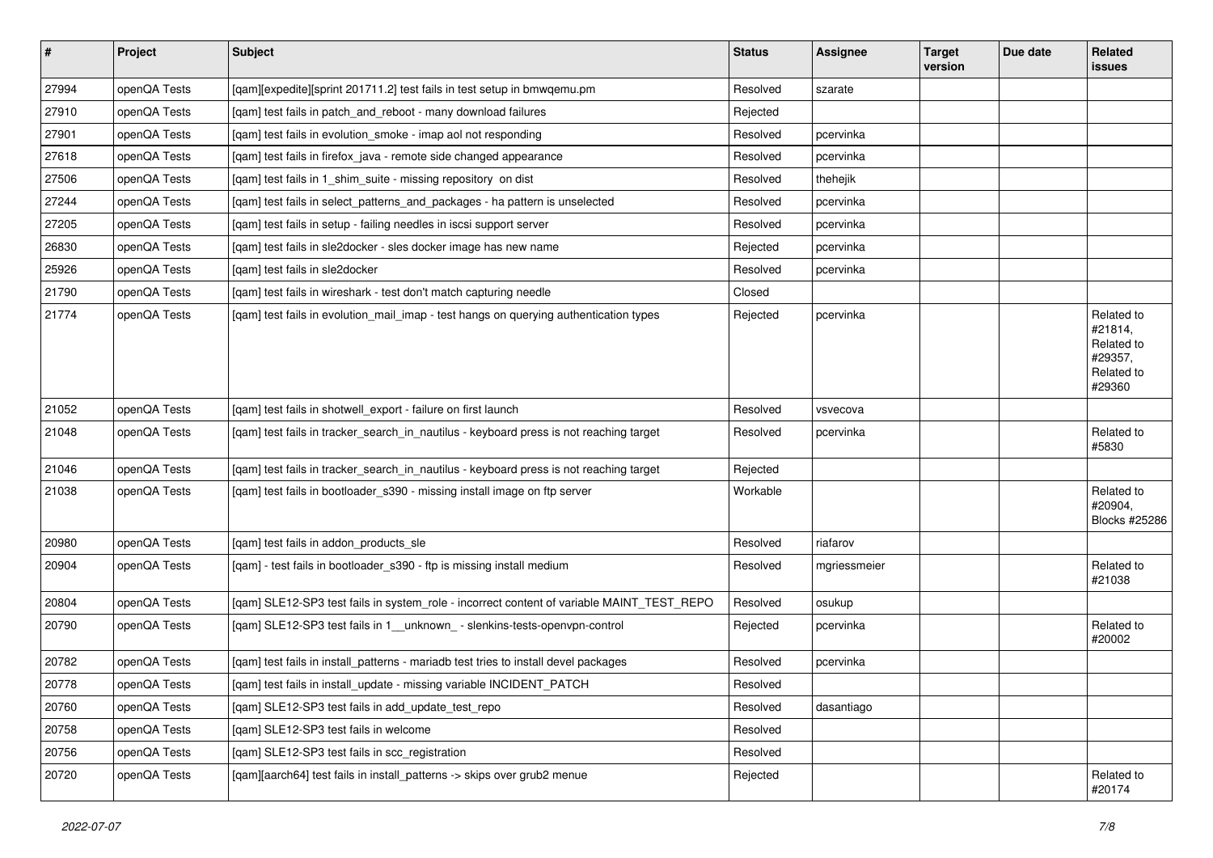| # | Project | Subject | Status | Assignee | Target version | Due date | Related issues |
|---|---|---|---|---|---|---|---|
| 27994 | openQA Tests | [qam][expedite][sprint 201711.2] test fails in test setup in bmwqemu.pm | Resolved | szarate | | | |
| 27910 | openQA Tests | [qam] test fails in patch_and_reboot - many download failures | Rejected | | | | |
| 27901 | openQA Tests | [qam] test fails in evolution_smoke - imap aol not responding | Resolved | pcervinka | | | |
| 27618 | openQA Tests | [qam] test fails in firefox_java - remote side changed appearance | Resolved | pcervinka | | | |
| 27506 | openQA Tests | [qam] test fails in 1_shim_suite - missing repository on dist | Resolved | thehejik | | | |
| 27244 | openQA Tests | [qam] test fails in select_patterns_and_packages - ha pattern is unselected | Resolved | pcervinka | | | |
| 27205 | openQA Tests | [qam] test fails in setup - failing needles in iscsi support server | Resolved | pcervinka | | | |
| 26830 | openQA Tests | [qam] test fails in sle2docker - sles docker image has new name | Rejected | pcervinka | | | |
| 25926 | openQA Tests | [qam] test fails in sle2docker | Resolved | pcervinka | | | |
| 21790 | openQA Tests | [qam] test fails in wireshark - test don't match capturing needle | Closed | | | | |
| 21774 | openQA Tests | [qam] test fails in evolution_mail_imap - test hangs on querying authentication types | Rejected | pcervinka | | | Related to #21814, Related to #29357, Related to #29360 |
| 21052 | openQA Tests | [qam] test fails in shotwell_export - failure on first launch | Resolved | vsvecova | | | |
| 21048 | openQA Tests | [qam] test fails in tracker_search_in_nautilus - keyboard press is not reaching target | Resolved | pcervinka | | | Related to #5830 |
| 21046 | openQA Tests | [qam] test fails in tracker_search_in_nautilus - keyboard press is not reaching target | Rejected | | | | |
| 21038 | openQA Tests | [qam] test fails in bootloader_s390 - missing install image on ftp server | Workable | | | | Related to #20904, Blocks #25286 |
| 20980 | openQA Tests | [qam] test fails in addon_products_sle | Resolved | riafarov | | | |
| 20904 | openQA Tests | [qam] - test fails in bootloader_s390 - ftp is missing install medium | Resolved | mgriessmeier | | | Related to #21038 |
| 20804 | openQA Tests | [qam] SLE12-SP3 test fails in system_role - incorrect content of variable MAINT_TEST_REPO | Resolved | osukup | | | |
| 20790 | openQA Tests | [qam] SLE12-SP3 test fails in 1__unknown_ - slenkins-tests-openvpn-control | Rejected | pcervinka | | | Related to #20002 |
| 20782 | openQA Tests | [qam] test fails in install_patterns - mariadb test tries to install devel packages | Resolved | pcervinka | | | |
| 20778 | openQA Tests | [qam] test fails in install_update - missing variable INCIDENT_PATCH | Resolved | | | | |
| 20760 | openQA Tests | [qam] SLE12-SP3 test fails in add_update_test_repo | Resolved | dasantiago | | | |
| 20758 | openQA Tests | [qam] SLE12-SP3 test fails in welcome | Resolved | | | | |
| 20756 | openQA Tests | [qam] SLE12-SP3 test fails in scc_registration | Resolved | | | | |
| 20720 | openQA Tests | [qam][aarch64] test fails in install_patterns -> skips over grub2 menue | Rejected | | | | Related to #20174 |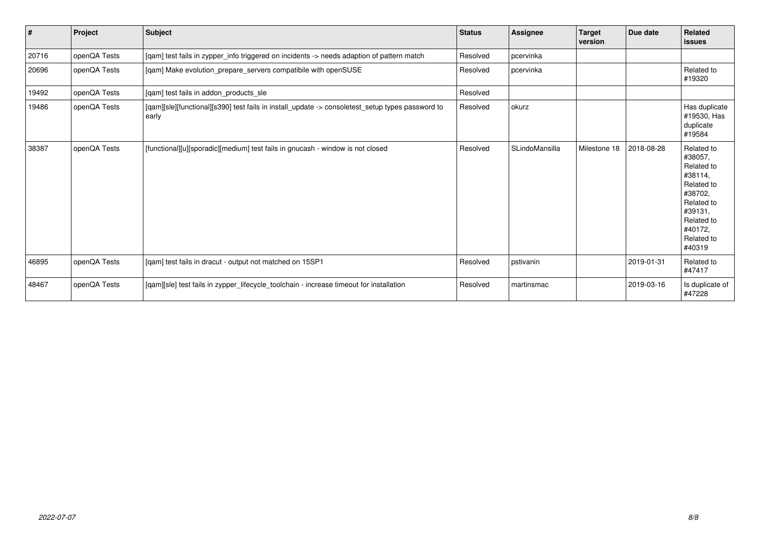| # | Project | Subject | Status | Assignee | Target version | Due date | Related issues |
|---|---|---|---|---|---|---|---|
| 20716 | openQA Tests | [qam] test fails in zypper_info triggered on incidents -> needs adaption of pattern match | Resolved | pcervinka | | | |
| 20696 | openQA Tests | [qam] Make evolution_prepare_servers compatibile with openSUSE | Resolved | pcervinka | | | Related to #19320 |
| 19492 | openQA Tests | [qam] test fails in addon_products_sle | Resolved | | | | |
| 19486 | openQA Tests | [qam][sle][functional][s390] test fails in install_update -> consoletest_setup types password to early | Resolved | okurz | | | Has duplicate #19530, Has duplicate #19584 |
| 38387 | openQA Tests | [functional][u][sporadic][medium] test fails in gnucash - window is not closed | Resolved | SLindoMansilla | Milestone 18 | 2018-08-28 | Related to #38057, Related to #38114, Related to #38702, Related to #39131, Related to #40172, Related to #40319 |
| 46895 | openQA Tests | [qam] test fails in dracut - output not matched on 15SP1 | Resolved | pstivanin | | 2019-01-31 | Related to #47417 |
| 48467 | openQA Tests | [qam][sle] test fails in zypper_lifecycle_toolchain - increase timeout for installation | Resolved | martinsmac | | 2019-03-16 | Is duplicate of #47228 |